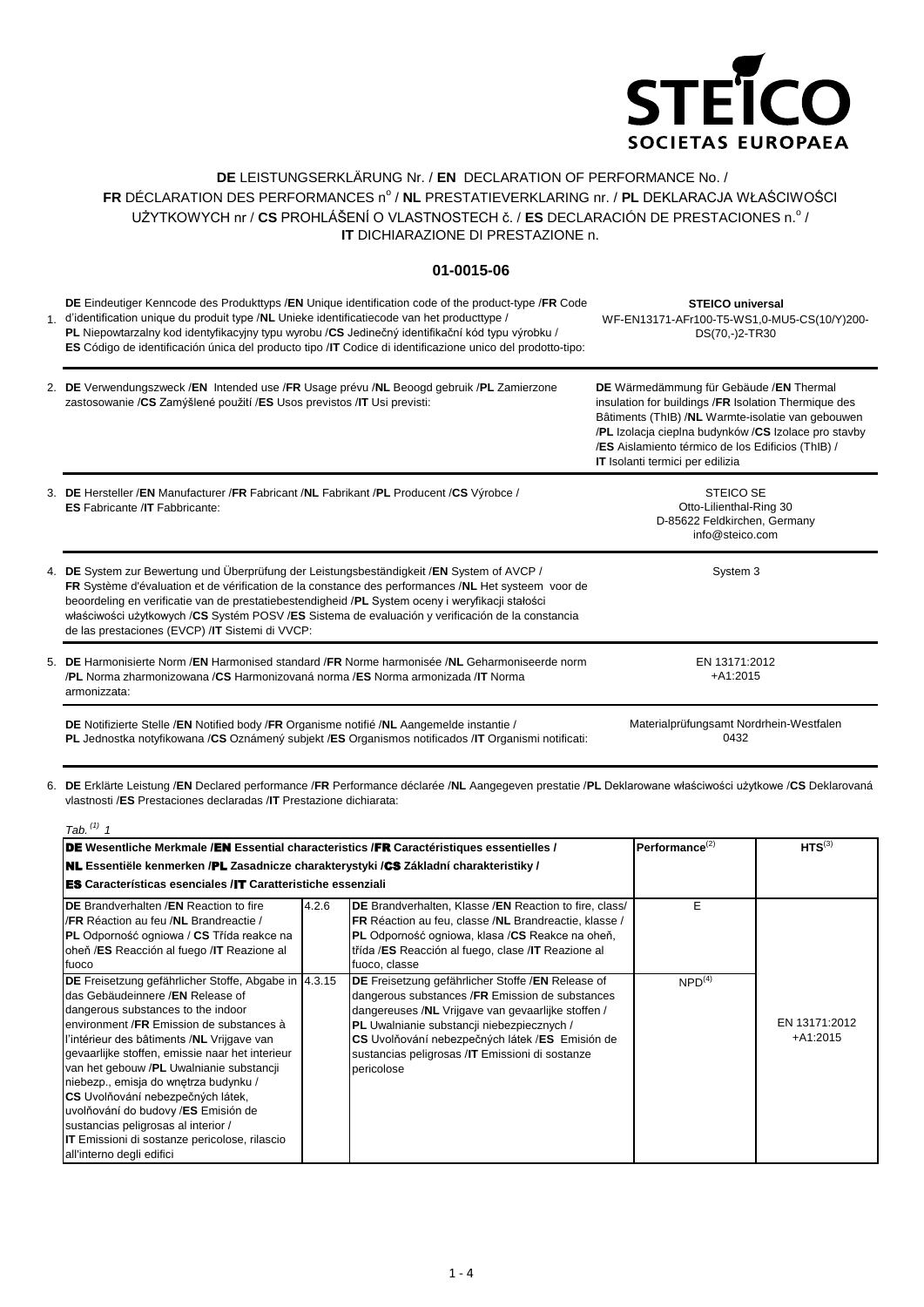STEICO SOCIETAS EUROPAEA

**DE** LEISTUNGSERKLÄRUNG Nr. / **EN** DECLARATION OF PERFORMANCE No. / **FR** DÉCLARATION DES PERFORMANCES n° / **NL** PRESTATIEVERKLARING nr. / **PL** DEKLARACJA WŁAŚCIWOŚCI UŻYTKOWYCH nr / **CS** PROHLÁŠENÍ O VLASTNOSTECH č. / **ES** DECLARACIÓN DE PRESTACIONES n.° / **IT** DICHIARAZIONE DI PRESTAZIONE n.

**01-0015-06**

1. **DE** Eindeutiger Kenncode des Produkttyps /**EN** Unique identification code of the product-type /**FR** Code d'identification unique du produit type /**NL** Unieke identificatiecode van het producttype / **PL** Niepowtarzalny kod identyfikacyjny typu wyrobu /**CS** Jedinečný identifikační kód typu výrobku / **ES** Código de identificación única del producto tipo /**IT** Codice di identificazione unico del prodotto-tipo:

   **STEICO universal**
   WF-EN13171-AFr100-T5-WS1,0-MU5-CS(10/Y)200-DS(70,-)2-TR30

2. **DE** Verwendungszweck /**EN** Intended use /**FR** Usage prévu /**NL** Beoogd gebruik /**PL** Zamierzone zastosowanie /**CS** Zamýšlené použití /**ES** Usos previstos /**IT** Usi previsti:

   **DE** Wärmedämmung für Gebäude /**EN** Thermal insulation for buildings /**FR** Isolation Thermique des Bâtiments (ThIB) /**NL** Warmte-isolatie van gebouwen /**PL** Izolacja cieplna budynków /**CS** Izolace pro stavby /**ES** Aislamiento térmico de los Edificios (ThIB) / **IT** Isolanti termici per edilizia

3. **DE** Hersteller /**EN** Manufacturer /**FR** Fabricant /**NL** Fabrikant /**PL** Producent /**CS** Výrobce / **ES** Fabricante /**IT** Fabbricante:

   STEICO SE
   Otto-Lilienthal-Ring 30
   D-85622 Feldkirchen, Germany
   info@steico.com

4. **DE** System zur Bewertung und Überprüfung der Leistungsbeständigkeit /**EN** System of AVCP / **FR** Système d'évaluation et de vérification de la constance des performances /**NL** Het systeem voor de beoordeling en verificatie van de prestatiebestendigheid /**PL** System oceny i weryfikacji stałości właściwości użytkowych /**CS** Systém POSV /**ES** Sistema de evaluación y verificación de la constancia de las prestaciones (EVCP) /**IT** Sistemi di VVCP:

   System 3

5. **DE** Harmonisierte Norm /**EN** Harmonised standard /**FR** Norme harmonisée /**NL** Geharmoniseerde norm /**PL** Norma zharmonizowana /**CS** Harmonizovaná norma /**ES** Norma armonizada /**IT** Norma armonizzata:

   EN 13171:2012
   +A1:2015

   **DE** Notifizierte Stelle /**EN** Notified body /**FR** Organisme notifié /**NL** Aangemelde instantie / **PL** Jednostka notyfikowana /**CS** Oznámený subjekt /**ES** Organismos notificados /**IT** Organismi notificati:

   Materialprüfungsamt Nordrhein-Westfalen
   0432

6. **DE** Erklärte Leistung /**EN** Declared performance /**FR** Performance déclarée /**NL** Aangegeven prestatie /**PL** Deklarowane właściwości użytkowe /**CS** Deklarovaná vlastnosti /**ES** Prestaciones declaradas /**IT** Prestazione dichiarata:

*Tab.* [(1)] *1*

| **DE** Wesentliche Merkmale /**EN** Essential characteristics /**FR** Caractéristiques essentielles / **NL** Essentiële kenmerken /**PL** Zasadnicze charakterystyki /**CS** Základní charakteristiky / **ES** Características esenciales /**IT** Caratteristiche essenziali | | | Performance[(2)] | HTS[(3)] |
|---|---|---|---|---|
| **DE** Brandverhalten /**EN** Reaction to fire /**FR** Réaction au feu /**NL** Brandreactie / **PL** Odporność ogniowa / **CS** Třída reakce na oheň /**ES** Reacció al fuego /**IT** Reazione al fuoco | 4.2.6 | **DE** Brandverhalten, Klasse /**EN** Reaction to fire, class/ **FR** Réaction au feu, classe /**NL** Brandreactie, klasse / **PL** Odporność ogniowa, klasa /**CS** Reakce na oheň, třída /**ES** Reacción al fuego, clase /**IT** Reazione al fuoco, classe | E | EN 13171:2012 +A1:2015 |
| **DE** Freisetzung gefährlicher Stoffe, Abgabe in das Gebäudeinnere /**EN** Release of dangerous substances to the indoor environment /**FR** Emission de substances à l'intérieur des bâtiments /**NL** Vrijgave van gevaarlijke stoffen, emissie naar het interieur van het gebouw /**PL** Uwalnianie substancji niebezp., emisja do wnętrza budynku / **CS** Uvolňování nebezpečných látek, uvolňování do budovy /**ES** Emisión de sustancias peligrosas al interior / **IT** Emissioni di sostanze pericolose, rilascio all'interno degli edifici | 4.3.15 | **DE** Freisetzung gefährlicher Stoffe /**EN** Release of dangerous substances /**FR** Emission de substances dangereuses /**NL** Vrijgave van gevaarlijke stoffen / **PL** Uwalnianie substancji niebezpiecznych / **CS** Uvolňování nebezpečných látek /**ES** Emisión de sustancias peligrosas /**IT** Emissioni di sostanze pericolose | NPD[(4)] | |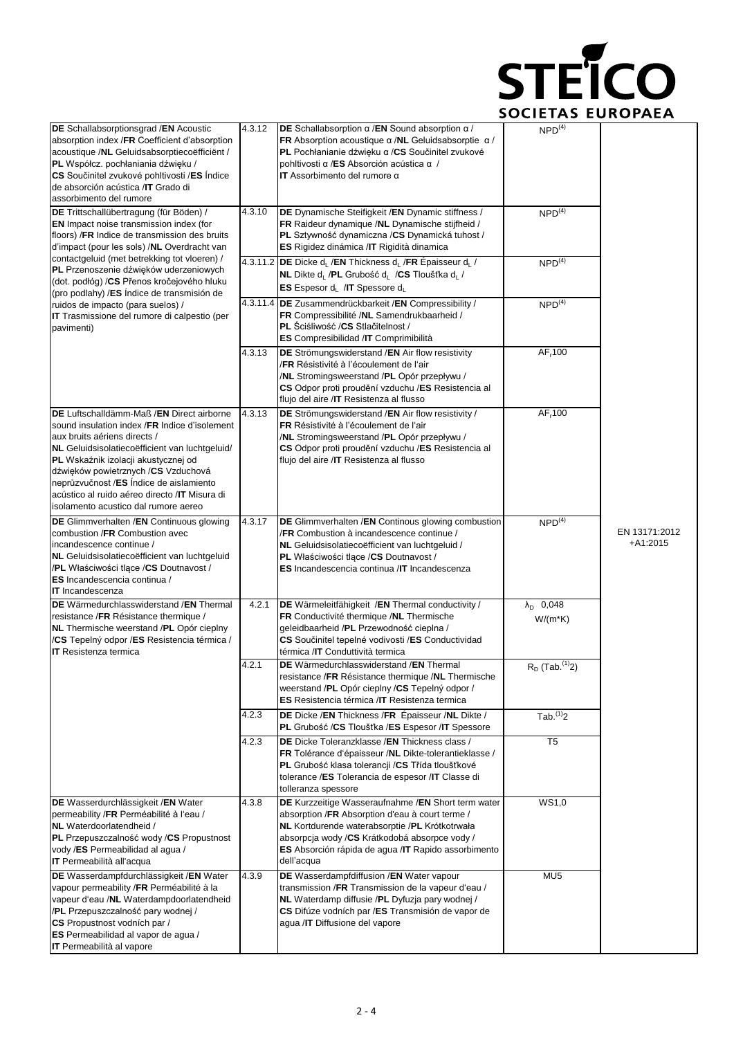| | | | | |
|---|---|---|---|---|
| **DE** Schallabsorptionsgrad /**EN** Acoustic absorption index /**FR** Coefficient d'absorption acoustique /**NL** Geluidsabsorptiecoëfficiënt / **PL** Współcz. pochłaniania dźwięku / **CS** Součinitel zvukové pohltivosti /**ES** Índice de absorción acústica /**IT** Grado di assorbimento del rumore | 4.3.12 | **DE** Schallabsorption α /**EN** Sound absorption α / **FR** Absorption acoustique α /**NL** Geluidsabsorptie α / **PL** Pochłanianie dźwięku α /**CS** Součinitel zvukové pohltivosti α /**ES** Absorción acústica α / **IT** Assorbimento del rumore α | NPD[4] | EN 13171:2012 +A1:2015 |
| **DE** Trittschallübertragung (für Böden) / **EN** Impact noise transmission index (for floors) /**FR** Indice de transmission des bruits d'impact (pour les sols) /**NL** Overdracht van contactgeluid (met betrekking tot vloeren) / **PL** Przenoszenie dźwięków uderzeniowych (dot. podłóg) /**CS** Přenos kročejového hluku (pro podlahy) /**ES** Índice de transmisión de ruidos de impacto (para suelos) / **IT** Trasmissione del rumore di calpestio (per pavimenti) | 4.3.10 | **DE** Dynamische Steifigkeit /**EN** Dynamic stiffness / **FR** Raideur dynamique /**NL** Dynamische stijfheid / **PL** Sztywność dynamiczna /**CS** Dynamická tuhost / **ES** Rigidez dinámica /**IT** Rigidità dinamica | NPD[4] | |
| | 4.3.11.2 | **DE** Dicke $d_L$ /**EN** Thickness $d_L$ /**FR** Épaisseur $d_L$ / **NL** Dikte $d_L$ /**PL** Grubość $d_L$ /**CS** Tloušťka $d_L$ / **ES** Espesor $d_L$ /**IT** Spessore $d_L$ | NPD[4] | |
| | 4.3.11.4 | **DE** Zusammendrückbarkeit /**EN** Compressibility / **FR** Compressibilité /**NL** Samendrukbaarheid / **PL** Ściśliwość /**CS** Stlačitelnost / **ES** Compresibilidad /**IT** Comprimibilità | NPD[4] | |
| | 4.3.13 | **DE** Strömungswiderstand /**EN** Air flow resistivity /**FR** Résistivité à l'écoulement de l'air /**NL** Stromingsweerstand /**PL** Opór przepływu / **CS** Odpor proti proudění vzduchu /**ES** Resistencia al flujo del aire /**IT** Resistenza al flusso | $AF_r100$ | |
| **DE** Luftschalldämm-Maß /**EN** Direct airborne sound insulation index /**FR** Indice d'isolement aux bruits aériens directs / **NL** Geluidsisolatiecoëfficient van luchtgeluid/ **PL** Wskaźnik izolacji akustycznej od dźwięków powietrznych /**CS** Vzduchová neprůzvučnost /**ES** Índice de aislamiento acústico al ruido aéreo directo /**IT** Misura di isolamento acustico dal rumore aereo | 4.3.13 | **DE** Strömungswiderstand /**EN** Air flow resistivity / **FR** Résistivité à l'écoulement de l'air /**NL** Stromingsweerstand /**PL** Opór przepływu / **CS** Odpor proti proudění vzduchu /**ES** Resistencia al flujo del aire /**IT** Resistenza al flusso | $AF_r100$ | |
| **DE** Glimmverhalten /**EN** Continuous glowing combustion /**FR** Combustion avec incandescence continue / **NL** Geluidsisolatiecoëfficient van luchtgeluid /**PL** Właściwości tlące /**CS** Doutnavost / **ES** Incandescencia continua / **IT** Incandescenza | 4.3.17 | **DE** Glimmverhalten /**EN** Continous glowing combustion /**FR** Combustion à incandescence continue / **NL** Geluidsisolatiecoëfficient van luchtgeluid / **PL** Właściwości tlące /**CS** Doutnavost / **ES** Incandescencia continua /**IT** Incandescenza | NPD[4] | |
| **DE** Wärmedurchlasswiderstand /**EN** Thermal resistance /**FR** Résistance thermique / **NL** Thermische weerstand /**PL** Opór cieplny /**CS** Tepelný odpor /**ES** Resistencia térmica / **IT** Resistenza termica | 4.2.1 | **DE** Wärmeleitfähigkeit /**EN** Thermal conductivity / **FR** Conductivité thermique /**NL** Thermische geleidbaarheid /**PL** Przewodność cieplna / **CS** Součinitel tepelné vodivosti /**ES** Conductividad térmica /**IT** Conduttività termica | $\lambda_D$ 0,048 W/(m*K) | |
| | 4.2.1 | **DE** Wärmedurchlasswiderstand /**EN** Thermal resistance /**FR** Résistance thermique /**NL** Thermische weerstand /**PL** Opór cieplny /**CS** Tepelný odpor / **ES** Resistencia térmica /**IT** Resistenza termica | $R_D$ (Tab.[1]2) | |
| | 4.2.3 | **DE** Dicke /**EN** Thickness /**FR** Épaisseur /**NL** Dikte / **PL** Grubość /**CS** Tloušťka /**ES** Espesor /**IT** Spessore | Tab.[1]2 | |
| | 4.2.3 | **DE** Dicke Toleranzklasse /**EN** Thickness class / **FR** Tolérance d'épaisseur /**NL** Dikte-tolerantieklasse / **PL** Grubość klasa tolerancji /**CS** Třída tloušťkové tolerance /**ES** Tolerancia de espesor /**IT** Classe di tolleranza spessore | T5 | |
| **DE** Wasserdurchlässigkeit /**EN** Water permeability /**FR** Perméabilité à l'eau / **NL** Waterdoorlatendheid / **PL** Przepuszczalność wody /**CS** Propustnost vody /**ES** Permeabilidad al agua / **IT** Permeabilità all'acqua | 4.3.8 | **DE** Kurzzeitige Wasseraufnahme /**EN** Short term water absorption /**FR** Absorption d'eau à court terme / **NL** Kortdurende waterabsorptie /**PL** Krótkotrwała absorpcja wody /**CS** Krátkodobá absorpce vody / **ES** Absorción rápida de agua /**IT** Rapido assorbimento dell'acqua | WS1,0 | |
| **DE** Wasserdampfdurchlässigkeit /**EN** Water vapour permeability /**FR** Perméabilité à la vapeur d'eau /**NL** Waterdampdoorlatendheid /**PL** Przepuszczalność pary wodnej / **CS** Propustnost vodních par / **ES** Permeabilidad al vapor de agua / **IT** Permeabilità al vapore | 4.3.9 | **DE** Wasserdampfdiffusion /**EN** Water vapour transmission /**FR** Transmission de la vapeur d'eau / **NL** Waterdamp diffusie /**PL** Dyfuzja pary wodnej / **CS** Difúze vodních par /**ES** Transmisión de vapor de agua /**IT** Diffusione del vapore | MU5 | |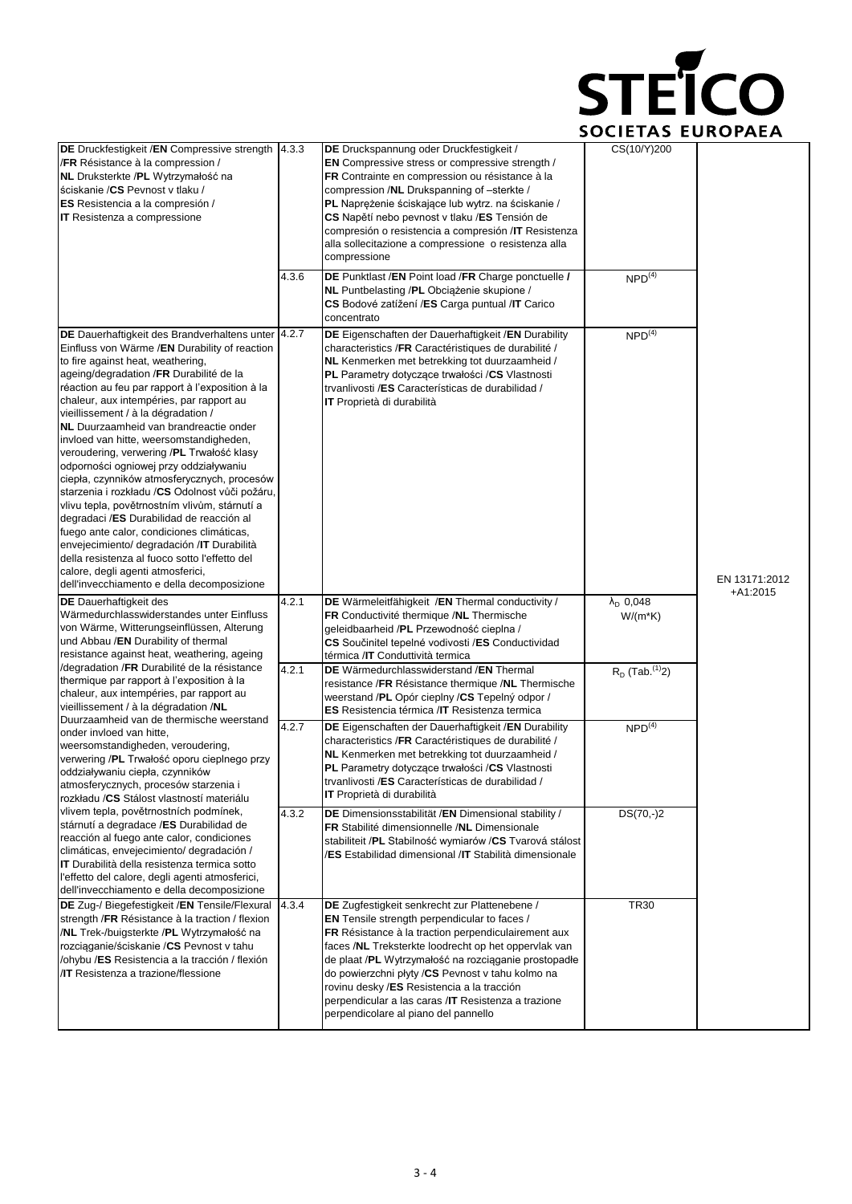| | | | | |
|---|---|---|---|---|
| **DE** Druckfestigkeit /**EN** Compressive strength /**FR** Résistance à la compression / **NL** Druksterkte /**PL** Wytrzymałość na ściskanie /**CS** Pevnost v tlaku / **ES** Resistencia a la compresión / **IT** Resistenza a compressione | 4.3.3 | **DE** Druckspannung oder Druckfestigkeit / **EN** Compressive stress or compressive strength / **FR** Contrainte en compression ou résistance à la compression /**NL** Drukspanning of –sterkte / **PL** Naprężenie ściskające lub wytrz. na ściskanie / **CS** Napětí nebo pevnost v tlaku /**ES** Tensión de compresión o resistencia a compresión /**IT** Resistenza alla sollecitazione a compressione o resistenza alla compressione | CS(10/Y)200 | EN 13171:2012 +A1:2015 |
| | 4.3.6 | **DE** Punktlast /**EN** Point load /**FR** Charge ponctuelle / **NL** Puntbelasting /**PL** Obciążenie skupione / **CS** Bodové zatížení /**ES** Carga puntual /**IT** Carico concentrato | NPD[4] | |
| **DE** Dauerhaftigkeit des Brandverhaltens unter Einfluss von Wärme /**EN** Durability of reaction to fire against heat, weathering, ageing/degradation /**FR** Durabilité de la réaction au feu par rapport à l'exposition à la chaleur, aux intempéries, par rapport au vieillissement / à la dégradation / **NL** Duurzaamheid van brandreactie onder invloed van hitte, weersomstandigheden, veroudering, verwering /**PL** Trwałość klasy odporności ogniowej przy oddziaływaniu ciepła, czynników atmosferycznych, procesów starzenia i rozkładu /**CS** Odolnost vůči požáru, vlivu tepla, povětrnostním vlivům, stárnutí a degradaci /**ES** Durabilidad de reacción al fuego ante calor, condiciones climáticas, envejecimiento/ degradación /**IT** Durabilità della resistenza al fuoco sotto l'effetto del calore, degli agenti atmosferici, dell'invecchiamento e della decomposizione | 4.2.7 | **DE** Eigenschaften der Dauerhaftigkeit /**EN** Durability characteristics /**FR** Caractéristiques de durabilité / **NL** Kenmerken met betrekking tot duurzaamheid / **PL** Parametry dotyczące trwałości /**CS** Vlastnosti trvanlivosti /**ES** Características de durabilidad / **IT** Proprietà di durabilità | NPD[4] | |
| **DE** Dauerhaftigkeit des Wärmedurchlasswiderstandes unter Einfluss von Wärme, Witterungseinflüssen, Alterung und Abbau /**EN** Durability of thermal resistance against heat, weathering, ageing /degradation /**FR** Durabilité de la résistance thermique par rapport à l'exposition à la chaleur, aux intempéries, par rapport au vieillissement / à la dégradation /**NL** Duurzaamheid van de thermische weerstand onder invloed van hitte, weersomstandigheden, veroudering, verwering /**PL** Trwałość oporu cieplnego przy oddziaływaniu ciepła, czynników atmosferycznych, procesów starzenia i rozkładu /**CS** Stálost vlastností materiálu vlivem tepla, povětrnostních podmínek, stárnutí a degradace /**ES** Durabilidad de reacción al fuego ante calor, condiciones climáticas, envejecimiento/ degradación / **IT** Durabilità della resistenza termica sotto l'effetto del calore, degli agenti atmosferici, dell'invecchiamento e della decomposizione | 4.2.1 | **DE** Wärmeleitfähigkeit /**EN** Thermal conductivity / **FR** Conductivité thermique /**NL** Thermische geleidbaarheid /**PL** Przewodność cieplna / **CS** Součinitel tepelné vodivosti /**ES** Conductividad térmica /**IT** Conduttività termica | $\lambda_D$ 0,048 W/(m*K) | |
| | 4.2.1 | **DE** Wärmedurchlasswiderstand /**EN** Thermal resistance /**FR** Résistance thermique /**NL** Thermische weerstand /**PL** Opór cieplny /**CS** Tepelný odpor / **ES** Resistencia térmica /**IT** Resistenza termica | $R_D$ (Tab.[1]2) | |
| | 4.2.7 | **DE** Eigenschaften der Dauerhaftigkeit /**EN** Durability characteristics /**FR** Caractéristiques de durabilité / **NL** Kenmerken met betrekking tot duurzaamheid / **PL** Parametry dotyczące trwałości /**CS** Vlastnosti trvanlivosti /**ES** Características de durabilidad / **IT** Proprietà di durabilità | NPD[4] | |
| | 4.3.2 | **DE** Dimensionsstabilität /**EN** Dimensional stability / **FR** Stabilité dimensionnelle /**NL** Dimensionale stabiliteit /**PL** Stabilność wymiarów /**CS** Tvarová stálost /**ES** Estabilidad dimensional /**IT** Stabilità dimensionale | DS(70,-)2 | |
| **DE** Zug-/ Biegefestigkeit /**EN** Tensile/Flexural strength /**FR** Résistance à la traction / flexion /**NL** Trek-/buigsterkte /**PL** Wytrzymałość na rozciąganie/ściskanie /**CS** Pevnost v tahu /ohybu /**ES** Resistencia a la tracción / flexión /**IT** Resistenza a trazione/flessione | 4.3.4 | **DE** Zugfestigkeit senkrecht zur Plattenebene / **EN** Tensile strength perpendicular to faces / **FR** Résistance à la traction perpendiculairement aux faces /**NL** Treksterkte loodrecht op het oppervlak van de plaat /**PL** Wytrzymałość na rozciąganie prostopadłe do powierzchni płyty /**CS** Pevnost v tahu kolmo na rovinu desky /**ES** Resistencia a la tracción perpendicular a las caras /**IT** Resistenza a trazione perpendicolare al piano del pannello | TR30 | |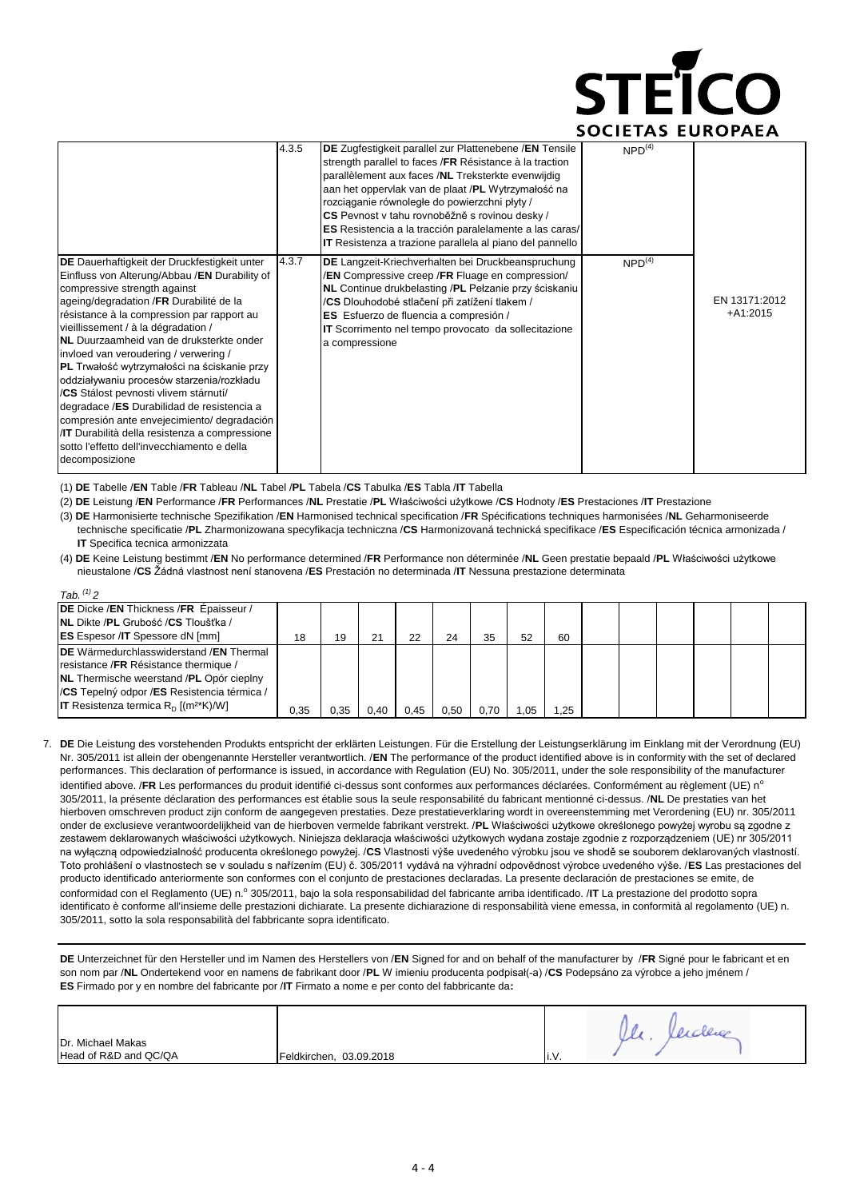STEICO SOCIETAS EUROPAEA

| | | | | |
|---|---|---|---|---|
| | 4.3.5 | **DE** Zugfestigkeit parallel zur Plattenebene /**EN** Tensile strength parallel to faces /**FR** Résistance à la traction parallèlement aux faces /**NL** Treksterkte evenwijdig aan het oppervlak van de plaat /**PL** Wytrzymałość na rozciąganie równoległe do powierzchni płyty / **CS** Pevnost v tahu rovnoběžně s rovinou desky / **ES** Resistencia a la tracción paralelamente a las caras/ **IT** Resistenza a trazione parallela al piano del pannello | NPD[4] | EN 13171:2012 +A1:2015 |
| **DE** Dauerhaftigkeit der Druckfestigkeit unter Einfluss von Alterung/Abbau /**EN** Durability of compressive strength against ageing/degradation /**FR** Durabilité de la résistance à la compression par rapport au vieillissement / à la dégradation / **NL** Duurzaamheid van de druksterkte onder invloed van veroudering / verwering / **PL** Trwałość wytrzymałości na ściskanie przy oddziaływaniu procesów starzenia/rozkładu /**CS** Stálost pevnosti vlivem stárnutí/ degradace /**ES** Durabilidad de resistencia a compresión ante envejecimiento/ degradación /**IT** Durabilità della resistenza a compressione sotto l'effetto dell'invecchiamento e della decomposizione | 4.3.7 | **DE** Langzeit-Kriechverhalten bei Druckbeanspruchung /**EN** Compressive creep /**FR** Fluage en compression/ **NL** Continue drukbelasting /**PL** Pełzanie przy ściskaniu /**CS** Dlouhodobé stlačení při zatížení tlakem / **ES** Esfuerzo de fluencia a compresión / **IT** Scorrimento nel tempo provocato da sollecitazione a compressione | NPD[4] | |

(1) **DE** Tabelle /**EN** Table /**FR** Tableau /**NL** Tabel /**PL** Tabela /**CS** Tabulka /**ES** Tabla /**IT** Tabella

(2) **DE** Leistung /**EN** Performance /**FR** Performances /**NL** Prestatie /**PL** Właściwości użytkowe /**CS** Hodnoty /**ES** Prestaciones /**IT** Prestazione

(3) **DE** Harmonisierte technische Spezifikation /**EN** Harmonised technical specification /**FR** Spécifications techniques harmonisées /**NL** Geharmoniseerde technische specificatie /**PL** Zharmonizowana specyfikacja techniczna /**CS** Harmonizovaná technická specifikace /**ES** Especificación técnica armonizada / **IT** Specifica tecnica armonizzata

(4) **DE** Keine Leistung bestimmt /**EN** No performance determined /**FR** Performance non déterminée /**NL** Geen prestatie bepaald /**PL** Właściwości użytkowe nieustalone /**CS** Žádná vlastnost není stanovena /**ES** Prestación no determinada /**IT** Nessuna prestazione determinata

*Tab.* [1] *2*

| | | | | | | | | | | | | | | | |
|---|---|---|---|---|---|---|---|---|---|---|---|---|---|---|---|
| **DE** Dicke /**EN** Thickness /**FR** Épaisseur / **NL** Dikte /**PL** Grubość /**CS** Tloušťka / **ES** Espesor /**IT** Spessore dN [mm] | 18 | 19 | 21 | 22 | 24 | 35 | 52 | 60 | | | | | | | |
| **DE** Wärmedurchlasswiderstand /**EN** Thermal resistance /**FR** Résistance thermique / **NL** Thermische weerstand /**PL** Opór cieplny /**CS** Tepelný odpor /**ES** Resistencia térmica / **IT** Resistenza termica $R_D$ [(m²\*K)/W] | 0,35 | 0,35 | 0,40 | 0,45 | 0,50 | 0,70 | 1,05 | 1,25 | | | | | | | |

7. **DE** Die Leistung des vorstehenden Produkts entspricht der erklärten Leistungen. Für die Erstellung der Leistungserklärung im Einklang mit der Verordnung (EU) Nr. 305/2011 ist allein der obengenannte Hersteller verantwortlich. /**EN** The performance of the product identified above is in conformity with the set of declared performances. This declaration of performance is issued, in accordance with Regulation (EU) No. 305/2011, under the sole responsibility of the manufacturer identified above. /**FR** Les performances du produit identifié ci-dessus sont conformes aux performances déclarées. Conformément au règlement (UE) n° 305/2011, la présente déclaration des performances est établie sous la seule responsabilité du fabricant mentionné ci-dessus. /**NL** De prestaties van het hierboven omschreven product zijn conform de aangegeven prestaties. Deze prestatieverklaring wordt in overeenstemming met Verordening (EU) nr. 305/2011 onder de exclusieve verantwoordelijkheid van de hierboven vermelde fabrikant verstrekt. /**PL** Właściwości użytkowe określonego powyżej wyrobu są zgodne z zestawem deklarowanych właściwości użytkowych. Niniejsza deklaracja właściwości użytkowych wydana zostaje zgodnie z rozporządzeniem (UE) nr 305/2011 na wyłączną odpowiedzialność producenta określonego powyżej. /**CS** Vlastnosti výše uvedeného výrobku jsou ve shodě se souborem deklarovaných vlastností. Toto prohlášení o vlastnostech se v souladu s nařízením (EU) č. 305/2011 vydává na výhradní odpovědnost výrobce uvedeného výše. /**ES** Las prestaciones del producto identificado anteriormente son conformes con el conjunto de prestaciones declaradas. La presente declaración de prestaciones se emite, de conformidad con el Reglamento (UE) n.° 305/2011, bajo la sola responsabilidad del fabricante arriba identificado. /**IT** La prestazione del prodotto sopra identificato è conforme all'insieme delle prestazioni dichiarate. La presente dichiarazione di responsabilità viene emessa, in conformità al regolamento (UE) n. 305/2011, sotto la sola responsabilità del fabbricante sopra identificato.

**DE** Unterzeichnet für den Hersteller und im Namen des Herstellers von /**EN** Signed for and on behalf of the manufacturer by /**FR** Signé pour le fabricant et en son nom par /**NL** Ondertekend voor en namens de fabrikant door /**PL** W imieniu producenta podpisał(-a) /**CS** Podepsáno za výrobce a jeho jménem / **ES** Firmado por y en nombre del fabricante por /**IT** Firmato a nome e per conto del fabbricante da**:**

| | | |
|---|---|---|
| Dr. Michael Makas<br>Head of R&D and QC/QA | Feldkirchen, 03.09.2018 | i.V. |